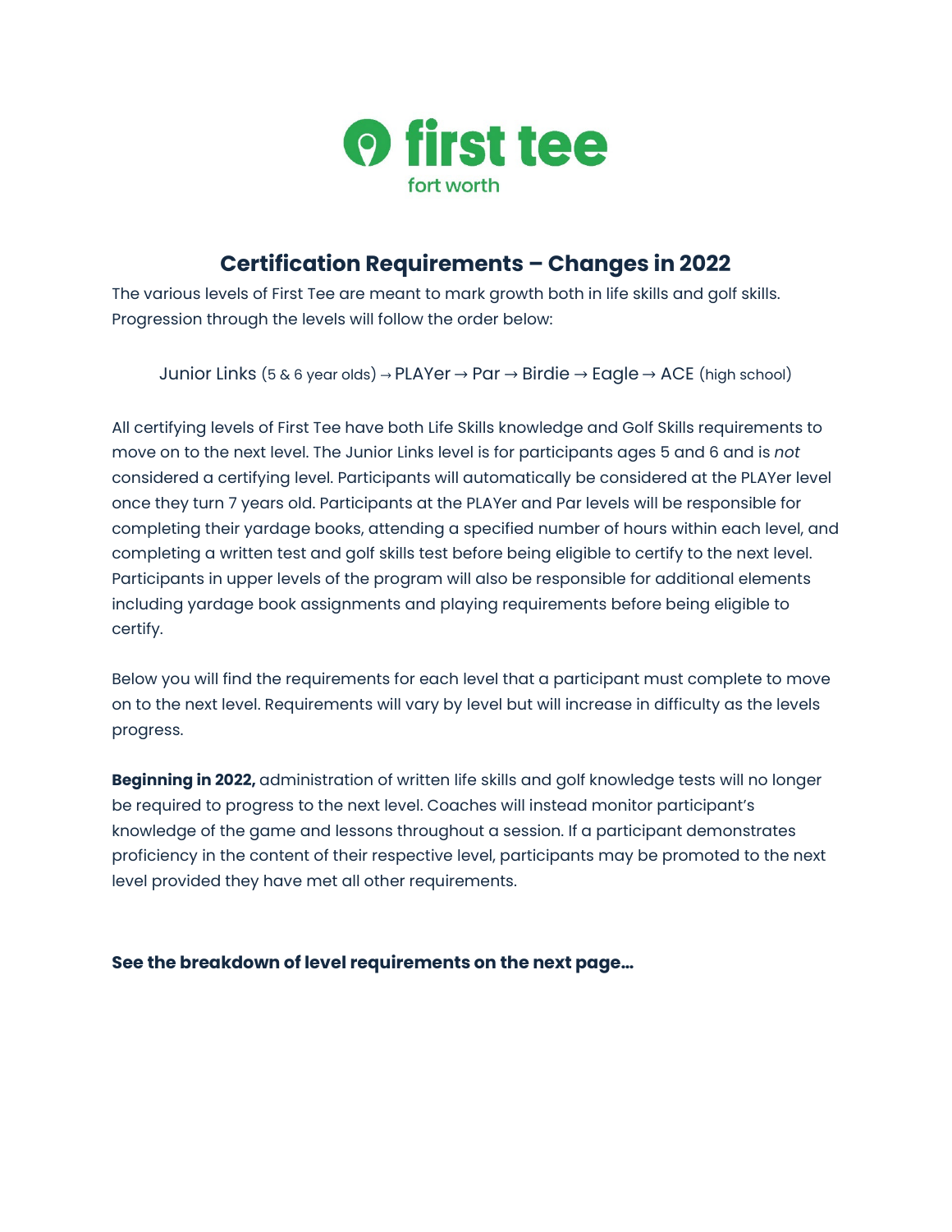first tee
fort worth

# Certification Requirements – Changes in 2022

The various levels of First Tee are meant to mark growth both in life skills and golf skills. Progression through the levels will follow the order below:

Junior Links (5 & 6 year olds) → PLAYer → Par → Birdie → Eagle → ACE (high school)

All certifying levels of First Tee have both Life Skills knowledge and Golf Skills requirements to move on to the next level. The Junior Links level is for participants ages 5 and 6 and is *not* considered a certifying level. Participants will automatically be considered at the PLAYer level once they turn 7 years old. Participants at the PLAYer and Par levels will be responsible for completing their yardage books, attending a specified number of hours within each level, and completing a written test and golf skills test before being eligible to certify to the next level. Participants in upper levels of the program will also be responsible for additional elements including yardage book assignments and playing requirements before being eligible to certify.

Below you will find the requirements for each level that a participant must complete to move on to the next level. Requirements will vary by level but will increase in difficulty as the levels progress.

**Beginning in 2022,** administration of written life skills and golf knowledge tests will no longer be required to progress to the next level. Coaches will instead monitor participant's knowledge of the game and lessons throughout a session. If a participant demonstrates proficiency in the content of their respective level, participants may be promoted to the next level provided they have met all other requirements.

**See the breakdown of level requirements on the next page…**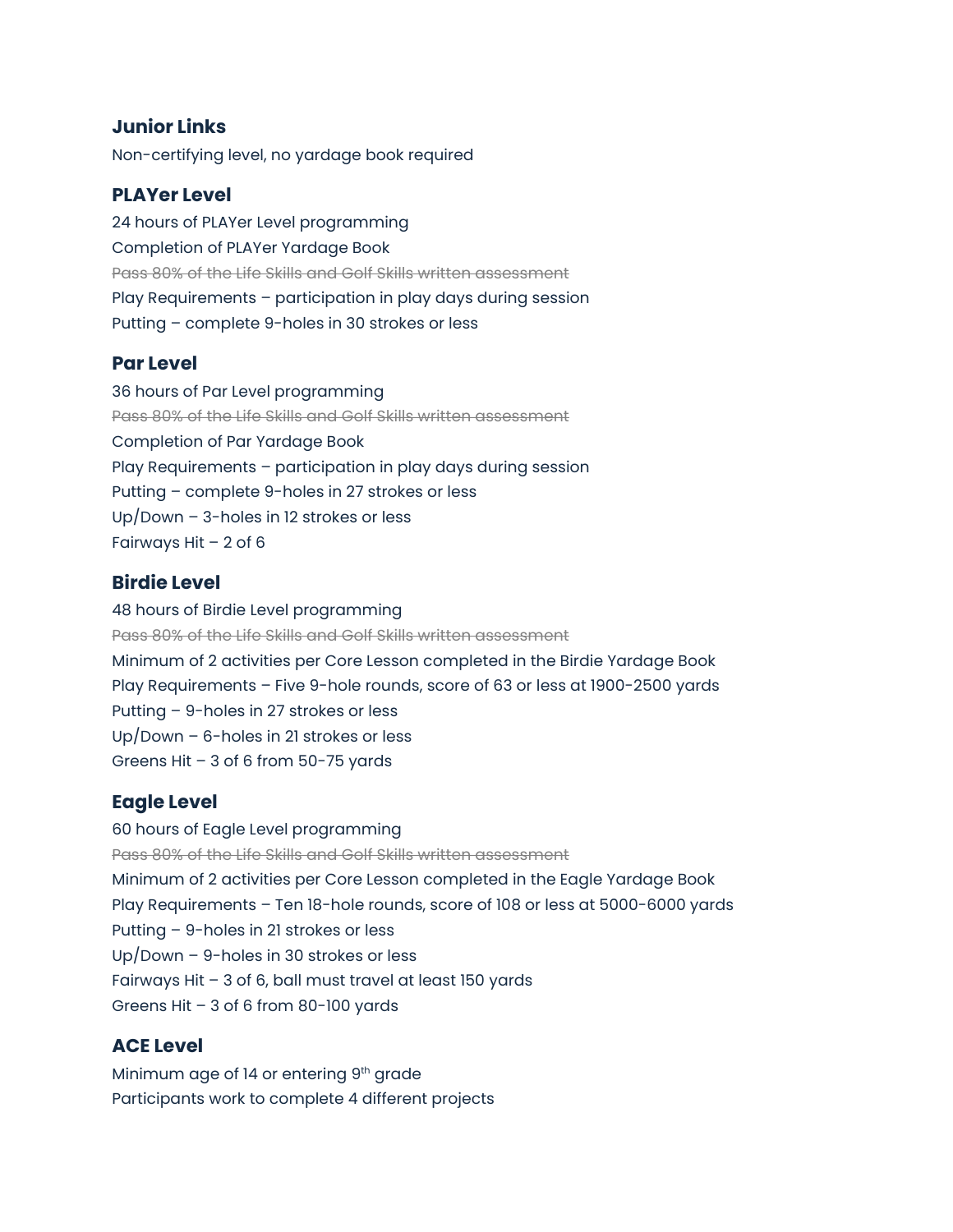### Junior Links

Non-certifying level, no yardage book required

### PLAYer Level

24 hours of PLAYer Level programming

Completion of PLAYer Yardage Book

~~Pass 80% of the Life Skills and Golf Skills written assessment~~

Play Requirements – participation in play days during session

Putting – complete 9-holes in 30 strokes or less

### Par Level

36 hours of Par Level programming

~~Pass 80% of the Life Skills and Golf Skills written assessment~~

Completion of Par Yardage Book

Play Requirements – participation in play days during session

Putting – complete 9-holes in 27 strokes or less

Up/Down – 3-holes in 12 strokes or less

Fairways Hit – 2 of 6

### Birdie Level

48 hours of Birdie Level programming

~~Pass 80% of the Life Skills and Golf Skills written assessment~~

Minimum of 2 activities per Core Lesson completed in the Birdie Yardage Book

Play Requirements – Five 9-hole rounds, score of 63 or less at 1900-2500 yards

Putting – 9-holes in 27 strokes or less

Up/Down – 6-holes in 21 strokes or less

Greens Hit – 3 of 6 from 50-75 yards

### Eagle Level

60 hours of Eagle Level programming

~~Pass 80% of the Life Skills and Golf Skills written assessment~~

Minimum of 2 activities per Core Lesson completed in the Eagle Yardage Book

Play Requirements – Ten 18-hole rounds, score of 108 or less at 5000-6000 yards

Putting – 9-holes in 21 strokes or less

Up/Down – 9-holes in 30 strokes or less

Fairways Hit – 3 of 6, ball must travel at least 150 yards

Greens Hit – 3 of 6 from 80-100 yards

### ACE Level

Minimum age of 14 or entering 9th grade

Participants work to complete 4 different projects